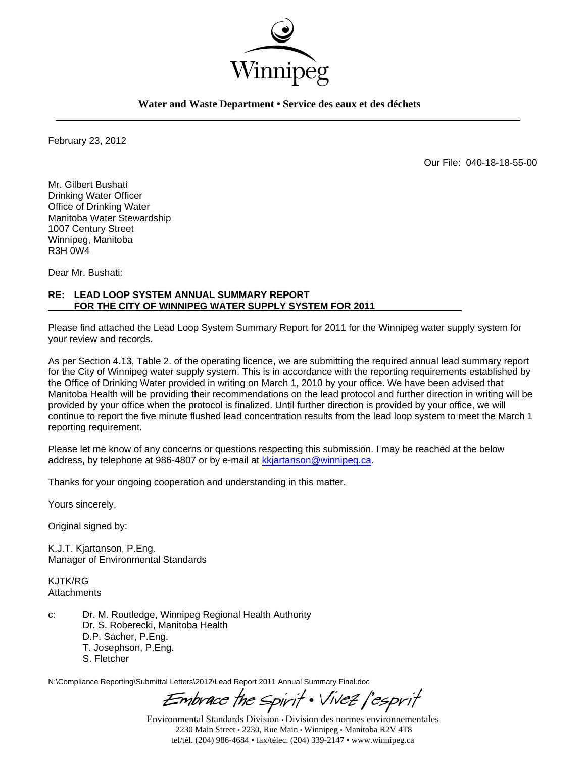Winnipeg

**Water and Waste Department • Service des eaux et des déchets**

February 23, 2012

Our File: 040-18-18-55-00

Mr. Gilbert Bushati
Drinking Water Officer
Office of Drinking Water
Manitoba Water Stewardship
1007 Century Street
Winnipeg, Manitoba
R3H 0W4

Dear Mr. Bushati:

**RE: LEAD LOOP SYSTEM ANNUAL SUMMARY REPORT FOR THE CITY OF WINNIPEG WATER SUPPLY SYSTEM FOR 2011**

Please find attached the Lead Loop System Summary Report for 2011 for the Winnipeg water supply system for your review and records.

As per Section 4.13, Table 2. of the operating licence, we are submitting the required annual lead summary report for the City of Winnipeg water supply system. This is in accordance with the reporting requirements established by the Office of Drinking Water provided in writing on March 1, 2010 by your office. We have been advised that Manitoba Health will be providing their recommendations on the lead protocol and further direction in writing will be provided by your office when the protocol is finalized. Until further direction is provided by your office, we will continue to report the five minute flushed lead concentration results from the lead loop system to meet the March 1 reporting requirement.

Please let me know of any concerns or questions respecting this submission. I may be reached at the below address, by telephone at 986-4807 or by e-mail at kkjartanson@winnipeg.ca.

Thanks for your ongoing cooperation and understanding in this matter.

Yours sincerely,

Original signed by:

K.J.T. Kjartanson, P.Eng.
Manager of Environmental Standards

KJTK/RG
Attachments

c: Dr. M. Routledge, Winnipeg Regional Health Authority
Dr. S. Roberecki, Manitoba Health
D.P. Sacher, P.Eng.
T. Josephson, P.Eng.
S. Fletcher

N:\Compliance Reporting\Submittal Letters\2012\Lead Report 2011 Annual Summary Final.doc

*Embrace the Spirit • Vivez l'esprit*

Environmental Standards Division • Division des normes environnementales
2230 Main Street • 2230, Rue Main • Winnipeg • Manitoba R2V 4T8
tel/tél. (204) 986-4684 • fax/télec. (204) 339-2147 • www.winnipeg.ca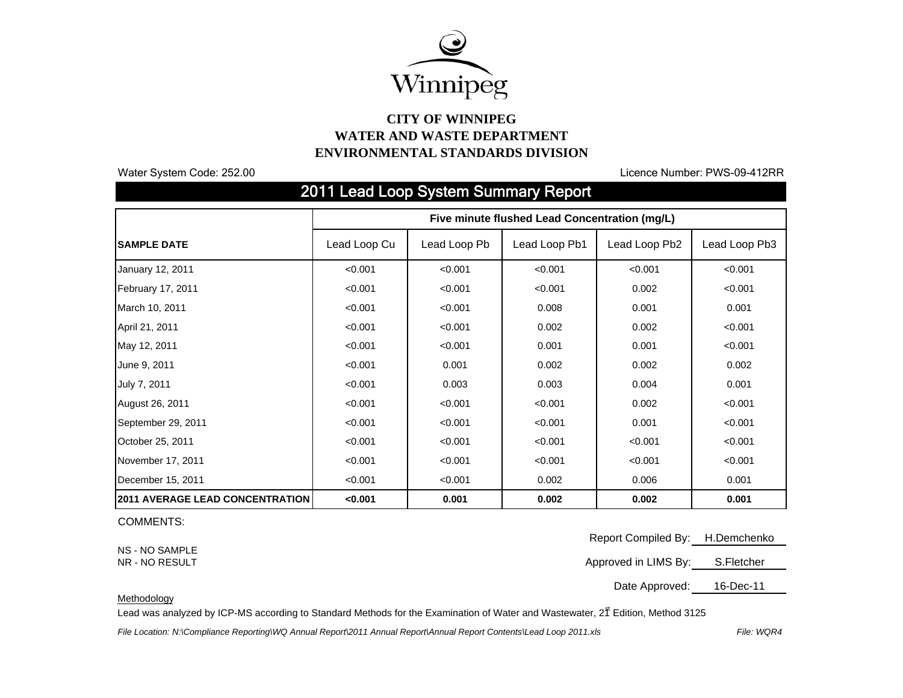Winnipeg

**CITY OF WINNIPEG**
**WATER AND WASTE DEPARTMENT**
**ENVIRONMENTAL STANDARDS DIVISION**

Water System Code: 252.00

Licence Number: PWS-09-412RR

## 2011 Lead Loop System Summary Report

| | Five minute flushed Lead Concentration (mg/L) | | | | |
|---|---|---|---|---|---|
| **SAMPLE DATE** | Lead Loop Cu | Lead Loop Pb | Lead Loop Pb1 | Lead Loop Pb2 | Lead Loop Pb3 |
| January 12, 2011 | <0.001 | <0.001 | <0.001 | <0.001 | <0.001 |
| February 17, 2011 | <0.001 | <0.001 | <0.001 | 0.002 | <0.001 |
| March 10, 2011 | <0.001 | <0.001 | 0.008 | 0.001 | 0.001 |
| April 21, 2011 | <0.001 | <0.001 | 0.002 | 0.002 | <0.001 |
| May 12, 2011 | <0.001 | <0.001 | 0.001 | 0.001 | <0.001 |
| June 9, 2011 | <0.001 | 0.001 | 0.002 | 0.002 | 0.002 |
| July 7, 2011 | <0.001 | 0.003 | 0.003 | 0.004 | 0.001 |
| August 26, 2011 | <0.001 | <0.001 | <0.001 | 0.002 | <0.001 |
| September 29, 2011 | <0.001 | <0.001 | <0.001 | 0.001 | <0.001 |
| October 25, 2011 | <0.001 | <0.001 | <0.001 | <0.001 | <0.001 |
| November 17, 2011 | <0.001 | <0.001 | <0.001 | <0.001 | <0.001 |
| December 15, 2011 | <0.001 | <0.001 | 0.002 | 0.006 | 0.001 |
| **2011 AVERAGE LEAD CONCENTRATION** | **<0.001** | **0.001** | **0.002** | **0.002** | **0.001** |

COMMENTS:

NS - NO SAMPLE
NR - NO RESULT

Report Compiled By: H.Demchenko

Approved in LIMS By: S.Fletcher

Date Approved: 16-Dec-11

Methodology

Lead was analyzed by ICP-MS according to Standard Methods for the Examination of Water and Wastewater, 21st Edition, Method 3125

*File Location: N:\Compliance Reporting\WQ Annual Report\2011 Annual Report\Annual Report Contents\Lead Loop 2011.xls*

*File: WQR4*